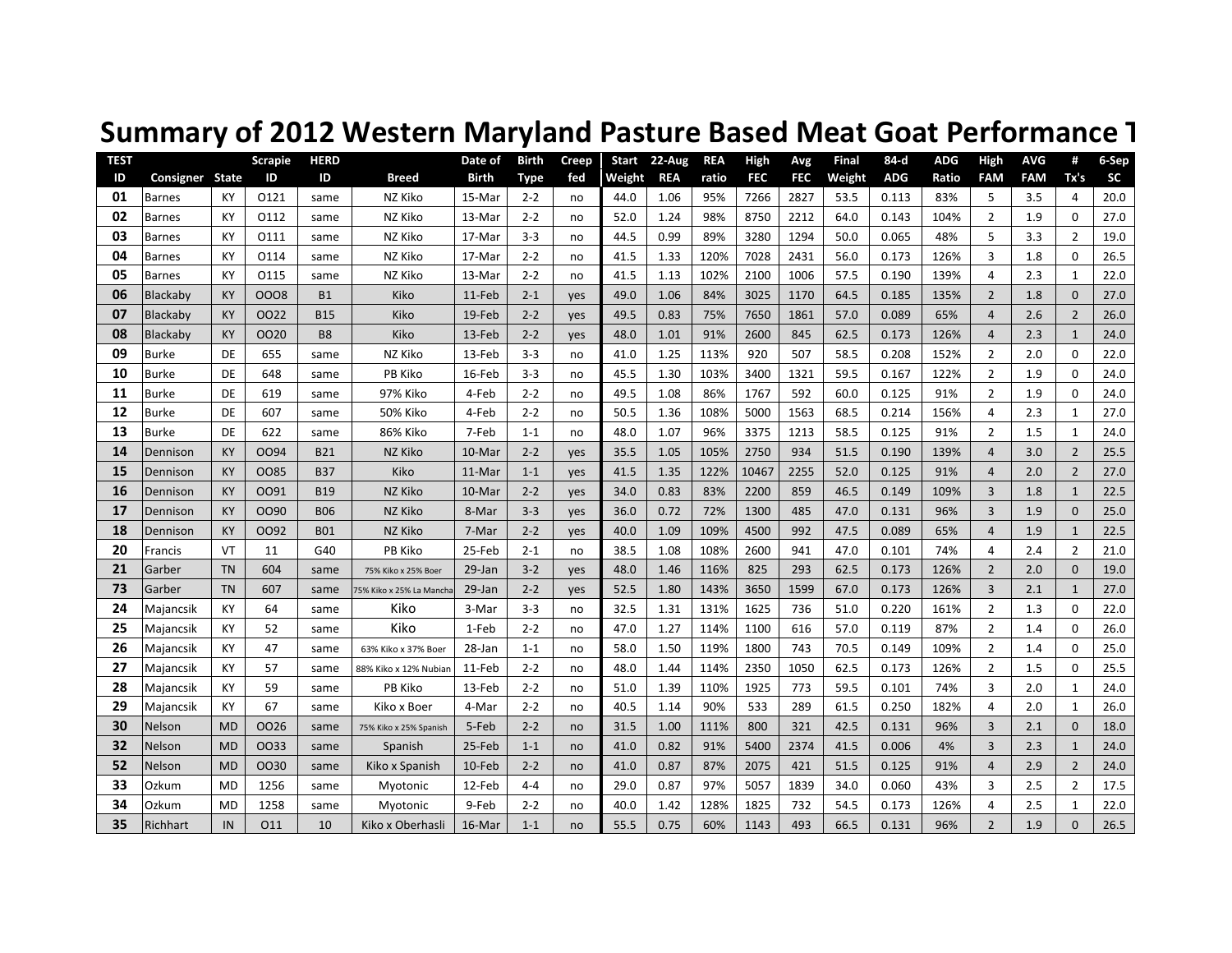# Summary of 2012 Western Maryland Pasture Based Meat Goat Performance T

| TEST ID | Consigner | State | Scrapie ID | HERD ID | Breed | Date of Birth | Birth Type | Creep fed | Start Weight | 22-Aug REA | REA ratio | High FEC | Avg FEC | Final Weight | 84-d ADG | ADG Ratio | High FAM | AVG FAM | # Tx's | 6-Sep SC |
|---|---|---|---|---|---|---|---|---|---|---|---|---|---|---|---|---|---|---|---|---|
| 01 | Barnes | KY | O121 | same | NZ Kiko | 15-Mar | 2-2 | no | 44.0 | 1.06 | 95% | 7266 | 2827 | 53.5 | 0.113 | 83% | 5 | 3.5 | 4 | 20.0 |
| 02 | Barnes | KY | O112 | same | NZ Kiko | 13-Mar | 2-2 | no | 52.0 | 1.24 | 98% | 8750 | 2212 | 64.0 | 0.143 | 104% | 2 | 1.9 | 0 | 27.0 |
| 03 | Barnes | KY | O111 | same | NZ Kiko | 17-Mar | 3-3 | no | 44.5 | 0.99 | 89% | 3280 | 1294 | 50.0 | 0.065 | 48% | 5 | 3.3 | 2 | 19.0 |
| 04 | Barnes | KY | O114 | same | NZ Kiko | 17-Mar | 2-2 | no | 41.5 | 1.33 | 120% | 7028 | 2431 | 56.0 | 0.173 | 126% | 3 | 1.8 | 0 | 26.5 |
| 05 | Barnes | KY | O115 | same | NZ Kiko | 13-Mar | 2-2 | no | 41.5 | 1.13 | 102% | 2100 | 1006 | 57.5 | 0.190 | 139% | 4 | 2.3 | 1 | 22.0 |
| 06 | Blackaby | KY | OOO8 | B1 | Kiko | 11-Feb | 2-1 | yes | 49.0 | 1.06 | 84% | 3025 | 1170 | 64.5 | 0.185 | 135% | 2 | 1.8 | 0 | 27.0 |
| 07 | Blackaby | KY | OO22 | B15 | Kiko | 19-Feb | 2-2 | yes | 49.5 | 0.83 | 75% | 7650 | 1861 | 57.0 | 0.089 | 65% | 4 | 2.6 | 2 | 26.0 |
| 08 | Blackaby | KY | OO20 | B8 | Kiko | 13-Feb | 2-2 | yes | 48.0 | 1.01 | 91% | 2600 | 845 | 62.5 | 0.173 | 126% | 4 | 2.3 | 1 | 24.0 |
| 09 | Burke | DE | 655 | same | NZ Kiko | 13-Feb | 3-3 | no | 41.0 | 1.25 | 113% | 920 | 507 | 58.5 | 0.208 | 152% | 2 | 2.0 | 0 | 22.0 |
| 10 | Burke | DE | 648 | same | PB Kiko | 16-Feb | 3-3 | no | 45.5 | 1.30 | 103% | 3400 | 1321 | 59.5 | 0.167 | 122% | 2 | 1.9 | 0 | 24.0 |
| 11 | Burke | DE | 619 | same | 97% Kiko | 4-Feb | 2-2 | no | 49.5 | 1.08 | 86% | 1767 | 592 | 60.0 | 0.125 | 91% | 2 | 1.9 | 0 | 24.0 |
| 12 | Burke | DE | 607 | same | 50% Kiko | 4-Feb | 2-2 | no | 50.5 | 1.36 | 108% | 5000 | 1563 | 68.5 | 0.214 | 156% | 4 | 2.3 | 1 | 27.0 |
| 13 | Burke | DE | 622 | same | 86% Kiko | 7-Feb | 1-1 | no | 48.0 | 1.07 | 96% | 3375 | 1213 | 58.5 | 0.125 | 91% | 2 | 1.5 | 1 | 24.0 |
| 14 | Dennison | KY | OO94 | B21 | NZ Kiko | 10-Mar | 2-2 | yes | 35.5 | 1.05 | 105% | 2750 | 934 | 51.5 | 0.190 | 139% | 4 | 3.0 | 2 | 25.5 |
| 15 | Dennison | KY | OO85 | B37 | Kiko | 11-Mar | 1-1 | yes | 41.5 | 1.35 | 122% | 10467 | 2255 | 52.0 | 0.125 | 91% | 4 | 2.0 | 2 | 27.0 |
| 16 | Dennison | KY | OO91 | B19 | NZ Kiko | 10-Mar | 2-2 | yes | 34.0 | 0.83 | 83% | 2200 | 859 | 46.5 | 0.149 | 109% | 3 | 1.8 | 1 | 22.5 |
| 17 | Dennison | KY | OO90 | B06 | NZ Kiko | 8-Mar | 3-3 | yes | 36.0 | 0.72 | 72% | 1300 | 485 | 47.0 | 0.131 | 96% | 3 | 1.9 | 0 | 25.0 |
| 18 | Dennison | KY | OO92 | B01 | NZ Kiko | 7-Mar | 2-2 | yes | 40.0 | 1.09 | 109% | 4500 | 992 | 47.5 | 0.089 | 65% | 4 | 1.9 | 1 | 22.5 |
| 20 | Francis | VT | 11 | G40 | PB Kiko | 25-Feb | 2-1 | no | 38.5 | 1.08 | 108% | 2600 | 941 | 47.0 | 0.101 | 74% | 4 | 2.4 | 2 | 21.0 |
| 21 | Garber | TN | 604 | same | 75% Kiko x 25% Boer | 29-Jan | 3-2 | yes | 48.0 | 1.46 | 116% | 825 | 293 | 62.5 | 0.173 | 126% | 2 | 2.0 | 0 | 19.0 |
| 73 | Garber | TN | 607 | same | 75% Kiko x 25% La Mancha | 29-Jan | 2-2 | yes | 52.5 | 1.80 | 143% | 3650 | 1599 | 67.0 | 0.173 | 126% | 3 | 2.1 | 1 | 27.0 |
| 24 | Majancsik | KY | 64 | same | Kiko | 3-Mar | 3-3 | no | 32.5 | 1.31 | 131% | 1625 | 736 | 51.0 | 0.220 | 161% | 2 | 1.3 | 0 | 22.0 |
| 25 | Majancsik | KY | 52 | same | Kiko | 1-Feb | 2-2 | no | 47.0 | 1.27 | 114% | 1100 | 616 | 57.0 | 0.119 | 87% | 2 | 1.4 | 0 | 26.0 |
| 26 | Majancsik | KY | 47 | same | 63% Kiko x 37% Boer | 28-Jan | 1-1 | no | 58.0 | 1.50 | 119% | 1800 | 743 | 70.5 | 0.149 | 109% | 2 | 1.4 | 0 | 25.0 |
| 27 | Majancsik | KY | 57 | same | 88% Kiko x 12% Nubian | 11-Feb | 2-2 | no | 48.0 | 1.44 | 114% | 2350 | 1050 | 62.5 | 0.173 | 126% | 2 | 1.5 | 0 | 25.5 |
| 28 | Majancsik | KY | 59 | same | PB Kiko | 13-Feb | 2-2 | no | 51.0 | 1.39 | 110% | 1925 | 773 | 59.5 | 0.101 | 74% | 3 | 2.0 | 1 | 24.0 |
| 29 | Majancsik | KY | 67 | same | Kiko x Boer | 4-Mar | 2-2 | no | 40.5 | 1.14 | 90% | 533 | 289 | 61.5 | 0.250 | 182% | 4 | 2.0 | 1 | 26.0 |
| 30 | Nelson | MD | OO26 | same | 75% Kiko x 25% Spanish | 5-Feb | 2-2 | no | 31.5 | 1.00 | 111% | 800 | 321 | 42.5 | 0.131 | 96% | 3 | 2.1 | 0 | 18.0 |
| 32 | Nelson | MD | OO33 | same | Spanish | 25-Feb | 1-1 | no | 41.0 | 0.82 | 91% | 5400 | 2374 | 41.5 | 0.006 | 4% | 3 | 2.3 | 1 | 24.0 |
| 52 | Nelson | MD | OO30 | same | Kiko x Spanish | 10-Feb | 2-2 | no | 41.0 | 0.87 | 87% | 2075 | 421 | 51.5 | 0.125 | 91% | 4 | 2.9 | 2 | 24.0 |
| 33 | Ozkum | MD | 1256 | same | Myotonic | 12-Feb | 4-4 | no | 29.0 | 0.87 | 97% | 5057 | 1839 | 34.0 | 0.060 | 43% | 3 | 2.5 | 2 | 17.5 |
| 34 | Ozkum | MD | 1258 | same | Myotonic | 9-Feb | 2-2 | no | 40.0 | 1.42 | 128% | 1825 | 732 | 54.5 | 0.173 | 126% | 4 | 2.5 | 1 | 22.0 |
| 35 | Richhart | IN | O11 | 10 | Kiko x Oberhasli | 16-Mar | 1-1 | no | 55.5 | 0.75 | 60% | 1143 | 493 | 66.5 | 0.131 | 96% | 2 | 1.9 | 0 | 26.5 |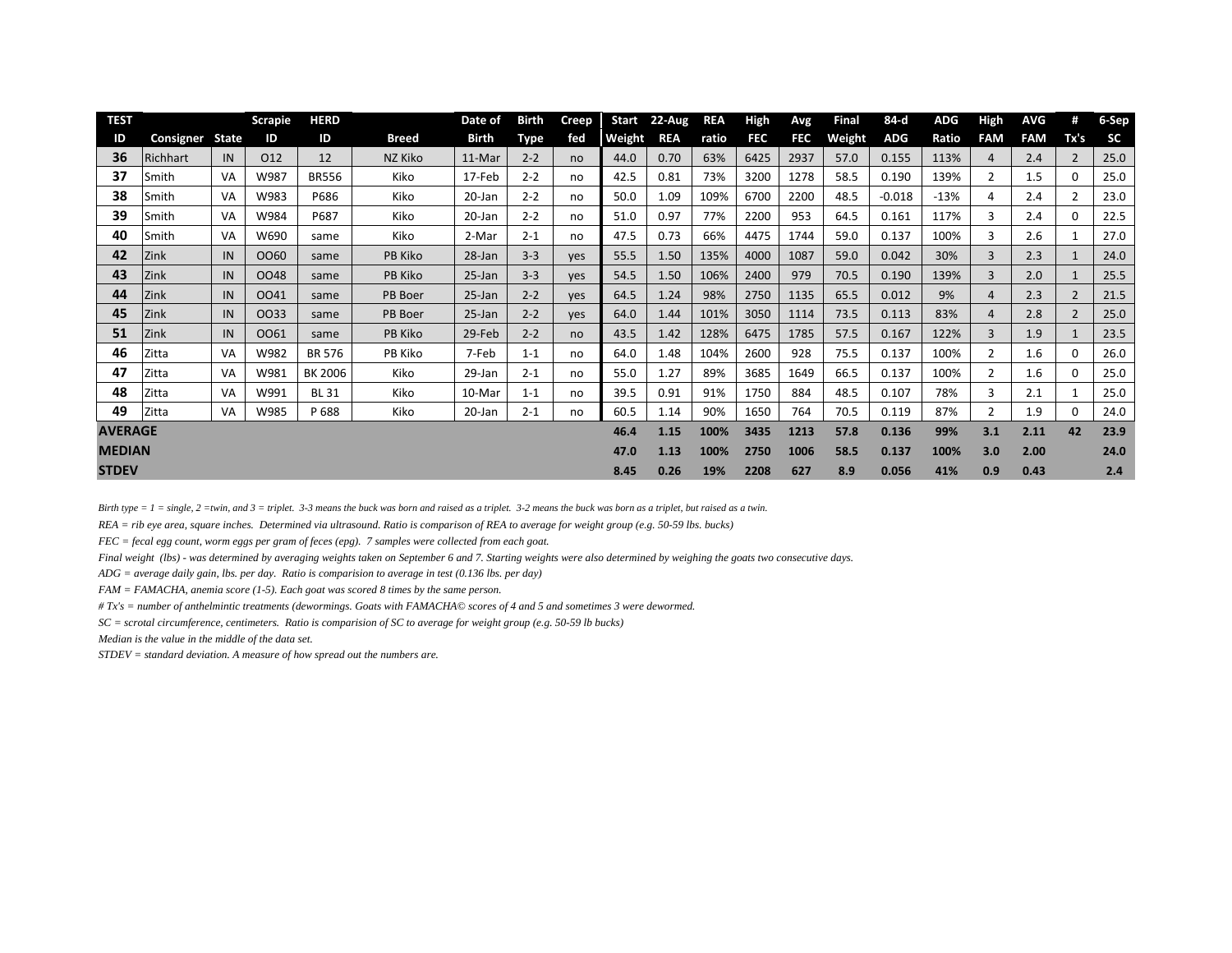| TEST ID | Consignor | State | Scrapie ID | HERD ID | Breed | Date of Birth | Birth Type | Creep fed | Start Weight | 22-Aug REA | REA ratio | High FEC | Avg FEC | Final Weight | 84-d ADG | ADG Ratio | High FAM | AVG FAM | # Tx's | 6-Sep SC |
|---|---|---|---|---|---|---|---|---|---|---|---|---|---|---|---|---|---|---|---|---|
| **36** | Richhart | IN | O12 | 12 | NZ Kiko | 11-Mar | 2-2 | no | 44.0 | 0.70 | 63% | 6425 | 2937 | 57.0 | 0.155 | 113% | 4 | 2.4 | 2 | 25.0 |
| **37** | Smith | VA | W987 | BR556 | Kiko | 17-Feb | 2-2 | no | 42.5 | 0.81 | 73% | 3200 | 1278 | 58.5 | 0.190 | 139% | 2 | 1.5 | 0 | 25.0 |
| **38** | Smith | VA | W983 | P686 | Kiko | 20-Jan | 2-2 | no | 50.0 | 1.09 | 109% | 6700 | 2200 | 48.5 | -0.018 | -13% | 4 | 2.4 | 2 | 23.0 |
| **39** | Smith | VA | W984 | P687 | Kiko | 20-Jan | 2-2 | no | 51.0 | 0.97 | 77% | 2200 | 953 | 64.5 | 0.161 | 117% | 3 | 2.4 | 0 | 22.5 |
| **40** | Smith | VA | W690 | same | Kiko | 2-Mar | 2-1 | no | 47.5 | 0.73 | 66% | 4475 | 1744 | 59.0 | 0.137 | 100% | 3 | 2.6 | 1 | 27.0 |
| **42** | Zink | IN | OO60 | same | PB Kiko | 28-Jan | 3-3 | yes | 55.5 | 1.50 | 135% | 4000 | 1087 | 59.0 | 0.042 | 30% | 3 | 2.3 | 1 | 24.0 |
| **43** | Zink | IN | OO48 | same | PB Kiko | 25-Jan | 3-3 | yes | 54.5 | 1.50 | 106% | 2400 | 979 | 70.5 | 0.190 | 139% | 3 | 2.0 | 1 | 25.5 |
| **44** | Zink | IN | OO41 | same | PB Boer | 25-Jan | 2-2 | yes | 64.5 | 1.24 | 98% | 2750 | 1135 | 65.5 | 0.012 | 9% | 4 | 2.3 | 2 | 21.5 |
| **45** | Zink | IN | OO33 | same | PB Boer | 25-Jan | 2-2 | yes | 64.0 | 1.44 | 101% | 3050 | 1114 | 73.5 | 0.113 | 83% | 4 | 2.8 | 2 | 25.0 |
| **51** | Zink | IN | OO61 | same | PB Kiko | 29-Feb | 2-2 | no | 43.5 | 1.42 | 128% | 6475 | 1785 | 57.5 | 0.167 | 122% | 3 | 1.9 | 1 | 23.5 |
| **46** | Zitta | VA | W982 | BR 576 | PB Kiko | 7-Feb | 1-1 | no | 64.0 | 1.48 | 104% | 2600 | 928 | 75.5 | 0.137 | 100% | 2 | 1.6 | 0 | 26.0 |
| **47** | Zitta | VA | W981 | BK 2006 | Kiko | 29-Jan | 2-1 | no | 55.0 | 1.27 | 89% | 3685 | 1649 | 66.5 | 0.137 | 100% | 2 | 1.6 | 0 | 25.0 |
| **48** | Zitta | VA | W991 | BL 31 | Kiko | 10-Mar | 1-1 | no | 39.5 | 0.91 | 91% | 1750 | 884 | 48.5 | 0.107 | 78% | 3 | 2.1 | 1 | 25.0 |
| **49** | Zitta | VA | W985 | P 688 | Kiko | 20-Jan | 2-1 | no | 60.5 | 1.14 | 90% | 1650 | 764 | 70.5 | 0.119 | 87% | 2 | 1.9 | 0 | 24.0 |
| **AVERAGE** | | | | | | | | | **46.4** | **1.15** | **100%** | **3435** | **1213** | **57.8** | **0.136** | **99%** | **3.1** | **2.11** | **42** | **23.9** |
| **MEDIAN** | | | | | | | | | **47.0** | **1.13** | **100%** | **2750** | **1006** | **58.5** | **0.137** | **100%** | **3.0** | **2.00** | | **24.0** |
| **STDEV** | | | | | | | | | **8.45** | **0.26** | **19%** | **2208** | **627** | **8.9** | **0.056** | **41%** | **0.9** | **0.43** | | **2.4** |

*Birth type = 1 = single, 2 =twin, and 3 = triplet. 3-3 means the buck was born and raised as a triplet. 3-2 means the buck was born as a triplet, but raised as a twin.*

*REA = rib eye area, square inches. Determined via ultrasound. Ratio is comparison of REA to average for weight group (e.g. 50-59 lbs. bucks)*

*FEC = fecal egg count, worm eggs per gram of feces (epg). 7 samples were collected from each goat.*

*Final weight (lbs) - was determined by averaging weights taken on September 6 and 7. Starting weights were also determined by weighing the goats two consecutive days.*

*ADG = average daily gain, lbs. per day. Ratio is comparision to average in test (0.136 lbs. per day)*

*FAM = FAMACHA, anemia score (1-5). Each goat was scored 8 times by the same person.*

*# Tx's = number of anthelmintic treatments (dewormings. Goats with FAMACHA© scores of 4 and 5 and sometimes 3 were dewormed.*

*SC = scrotal circumference, centimeters. Ratio is comparision of SC to average for weight group (e.g. 50-59 lb bucks)*

*Median is the value in the middle of the data set.*

*STDEV = standard deviation. A measure of how spread out the numbers are.*